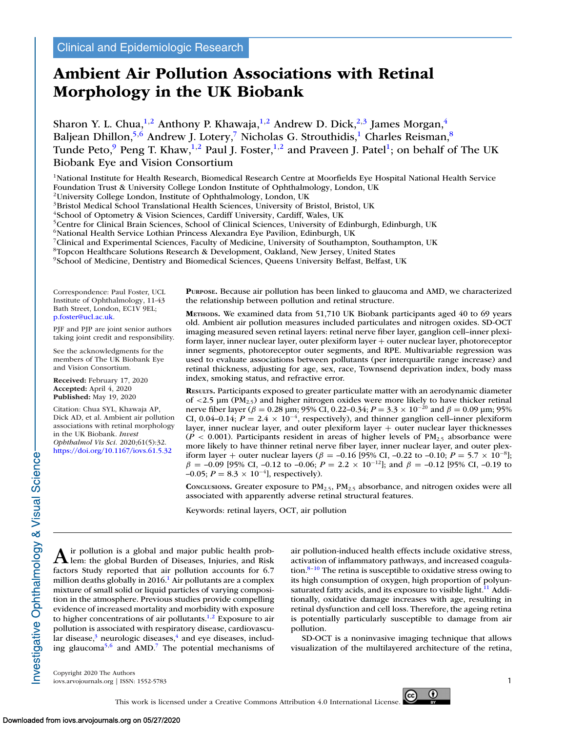Clinical and Epidemiologic Research

# Ambient Air Pollution Associations with Retinal Morphology in the UK Biobank

Sharon Y. L. Chua,[1,2] Anthony P. Khawaja,[1,2] Andrew D. Dick,[2,3] James Morgan,[4] Baljean Dhillon,[5,6] Andrew J. Lotery,[7] Nicholas G. Strouthidis,[1] Charles Reisman,[8] Tunde Peto,[9] Peng T. Khaw,[1,2] Paul J. Foster,[1,2] and Praveen J. Patel[1]; on behalf of The UK Biobank Eye and Vision Consortium

[1]National Institute for Health Research, Biomedical Research Centre at Moorfields Eye Hospital National Health Service Foundation Trust & University College London Institute of Ophthalmology, London, UK
[2]University College London, Institute of Ophthalmology, London, UK
[3]Bristol Medical School Translational Health Sciences, University of Bristol, Bristol, UK
[4]School of Optometry & Vision Sciences, Cardiff University, Cardiff, Wales, UK
[5]Centre for Clinical Brain Sciences, School of Clinical Sciences, University of Edinburgh, Edinburgh, UK
[6]National Health Service Lothian Princess Alexandra Eye Pavilion, Edinburgh, UK
[7]Clinical and Experimental Sciences, Faculty of Medicine, University of Southampton, Southampton, UK
[8]Topcon Healthcare Solutions Research & Development, Oakland, New Jersey, United States
[9]School of Medicine, Dentistry and Biomedical Sciences, Queens University Belfast, Belfast, UK

Correspondence: Paul Foster, UCL Institute of Ophthalmology, 11-43 Bath Street, London, EC1V 9EL; p.foster@ucl.ac.uk.

PJF and PJP are joint senior authors taking joint credit and responsibility.

See the acknowledgments for the members of The UK Biobank Eye and Vision Consortium.

**Received:** February 17, 2020
**Accepted:** April 4, 2020
**Published:** May 19, 2020

Citation: Chua SYL, Khawaja AP, Dick AD, et al. Ambient air pollution associations with retinal morphology in the UK Biobank. *Invest Ophthalmol Vis Sci.* 2020;61(5):32. https://doi.org/10.1167/iovs.61.5.32

**Purpose.** Because air pollution has been linked to glaucoma and AMD, we characterized the relationship between pollution and retinal structure.

**Methods.** We examined data from 51,710 UK Biobank participants aged 40 to 69 years old. Ambient air pollution measures included particulates and nitrogen oxides. SD-OCT imaging measured seven retinal layers: retinal nerve fiber layer, ganglion cell–inner plexiform layer, inner nuclear layer, outer plexiform layer + outer nuclear layer, photoreceptor inner segments, photoreceptor outer segments, and RPE. Multivariable regression was used to evaluate associations between pollutants (per interquartile range increase) and retinal thickness, adjusting for age, sex, race, Townsend deprivation index, body mass index, smoking status, and refractive error.

**Results.** Participants exposed to greater particulate matter with an aerodynamic diameter of <2.5 μm ($PM_{2.5}$) and higher nitrogen oxides were more likely to have thicker retinal nerve fiber layer ($\beta = 0.28$ μm; 95% CI, 0.22–0.34; $P = 3.3 \times 10^{-20}$ and $\beta = 0.09$ μm; 95% CI, 0.04–0.14; $P = 2.4 \times 10^{-4}$, respectively), and thinner ganglion cell–inner plexiform layer, inner nuclear layer, and outer plexiform layer + outer nuclear layer thicknesses ($P < 0.001$). Participants resident in areas of higher levels of $PM_{2.5}$ absorbance were more likely to have thinner retinal nerve fiber layer, inner nuclear layer, and outer plexiform layer + outer nuclear layers ($\beta = -0.16$ [95% CI, –0.22 to –0.10; $P = 5.7 \times 10^{-8}$]; $\beta = -0.09$ [95% CI, –0.12 to –0.06; $P = 2.2 \times 10^{-12}$]; and $\beta = -0.12$ [95% CI, –0.19 to –0.05; $P = 8.3 \times 10^{-4}$], respectively).

**Conclusions.** Greater exposure to $PM_{2.5}$, $PM_{2.5}$ absorbance, and nitrogen oxides were all associated with apparently adverse retinal structural features.

Keywords: retinal layers, OCT, air pollution

Air pollution is a global and major public health problem: the global Burden of Diseases, Injuries, and Risk factors Study reported that air pollution accounts for 6.7 million deaths globally in 2016.[1] Air pollutants are a complex mixture of small solid or liquid particles of varying composition in the atmosphere. Previous studies provide compelling evidence of increased mortality and morbidity with exposure to higher concentrations of air pollutants.[1,2] Exposure to air pollution is associated with respiratory disease, cardiovascular disease,[3] neurologic diseases,[4] and eye diseases, including glaucoma[5,6] and AMD.[7] The potential mechanisms of air pollution-induced health effects include oxidative stress, activation of inflammatory pathways, and increased coagulation.[8–10] The retina is susceptible to oxidative stress owing to its high consumption of oxygen, high proportion of polyunsaturated fatty acids, and its exposure to visible light.[11] Additionally, oxidative damage increases with age, resulting in retinal dysfunction and cell loss. Therefore, the ageing retina is potentially particularly susceptible to damage from air pollution.

SD-OCT is a noninvasive imaging technique that allows visualization of the multilayered architecture of the retina,

Copyright 2020 The Authors
iovs.arvojournals.org | ISSN: 1552-5783

This work is licensed under a Creative Commons Attribution 4.0 International License.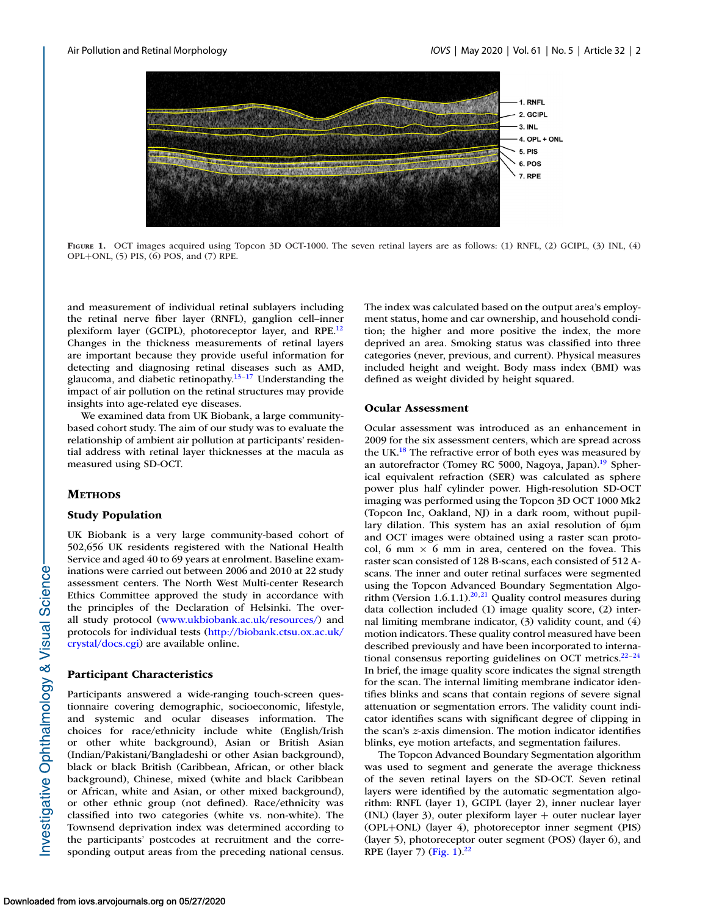**Figure 1.** OCT images acquired using Topcon 3D OCT-1000. The seven retinal layers are as follows: (1) RNFL, (2) GCIPL, (3) INL, (4) OPL+ONL, (5) PIS, (6) POS, and (7) RPE.

and measurement of individual retinal sublayers including the retinal nerve fiber layer (RNFL), ganglion cell–inner plexiform layer (GCIPL), photoreceptor layer, and RPE.[12] Changes in the thickness measurements of retinal layers are important because they provide useful information for detecting and diagnosing retinal diseases such as AMD, glaucoma, and diabetic retinopathy.[13–17] Understanding the impact of air pollution on the retinal structures may provide insights into age-related eye diseases.

We examined data from UK Biobank, a large community-based cohort study. The aim of our study was to evaluate the relationship of ambient air pollution at participants' residential address with retinal layer thicknesses at the macula as measured using SD-OCT.

## Methods

### Study Population

UK Biobank is a very large community-based cohort of 502,656 UK residents registered with the National Health Service and aged 40 to 69 years at enrolment. Baseline examinations were carried out between 2006 and 2010 at 22 study assessment centers. The North West Multi-center Research Ethics Committee approved the study in accordance with the principles of the Declaration of Helsinki. The overall study protocol (www.ukbiobank.ac.uk/resources/) and protocols for individual tests (http://biobank.ctsu.ox.ac.uk/crystal/docs.cgi) are available online.

### Participant Characteristics

Participants answered a wide-ranging touch-screen questionnaire covering demographic, socioeconomic, lifestyle, and systemic and ocular diseases information. The choices for race/ethnicity include white (English/Irish or other white background), Asian or British Asian (Indian/Pakistani/Bangladeshi or other Asian background), black or black British (Caribbean, African, or other black background), Chinese, mixed (white and black Caribbean or African, white and Asian, or other mixed background), or other ethnic group (not defined). Race/ethnicity was classified into two categories (white vs. non-white). The Townsend deprivation index was determined according to the participants' postcodes at recruitment and the corresponding output areas from the preceding national census. The index was calculated based on the output area's employment status, home and car ownership, and household condition; the higher and more positive the index, the more deprived an area. Smoking status was classified into three categories (never, previous, and current). Physical measures included height and weight. Body mass index (BMI) was defined as weight divided by height squared.

### Ocular Assessment

Ocular assessment was introduced as an enhancement in 2009 for the six assessment centers, which are spread across the UK.[18] The refractive error of both eyes was measured by an autorefractor (Tomey RC 5000, Nagoya, Japan).[19] Spherical equivalent refraction (SER) was calculated as sphere power plus half cylinder power. High-resolution SD-OCT imaging was performed using the Topcon 3D OCT 1000 Mk2 (Topcon Inc, Oakland, NJ) in a dark room, without pupillary dilation. This system has an axial resolution of 6µm and OCT images were obtained using a raster scan protocol, 6 mm × 6 mm in area, centered on the fovea. This raster scan consisted of 128 B-scans, each consisted of 512 A-scans. The inner and outer retinal surfaces were segmented using the Topcon Advanced Boundary Segmentation Algorithm (Version 1.6.1.1).[20,21] Quality control measures during data collection included (1) image quality score, (2) internal limiting membrane indicator, (3) validity count, and (4) motion indicators. These quality control measured have been described previously and have been incorporated to international consensus reporting guidelines on OCT metrics.[22–24] In brief, the image quality score indicates the signal strength for the scan. The internal limiting membrane indicator identifies blinks and scans that contain regions of severe signal attenuation or segmentation errors. The validity count indicator identifies scans with significant degree of clipping in the scan's *z*-axis dimension. The motion indicator identifies blinks, eye motion artefacts, and segmentation failures.

The Topcon Advanced Boundary Segmentation algorithm was used to segment and generate the average thickness of the seven retinal layers on the SD-OCT. Seven retinal layers were identified by the automatic segmentation algorithm: RNFL (layer 1), GCIPL (layer 2), inner nuclear layer (INL) (layer 3), outer plexiform layer + outer nuclear layer (OPL+ONL) (layer 4), photoreceptor inner segment (PIS) (layer 5), photoreceptor outer segment (POS) (layer 6), and RPE (layer 7) (Fig. 1).[22]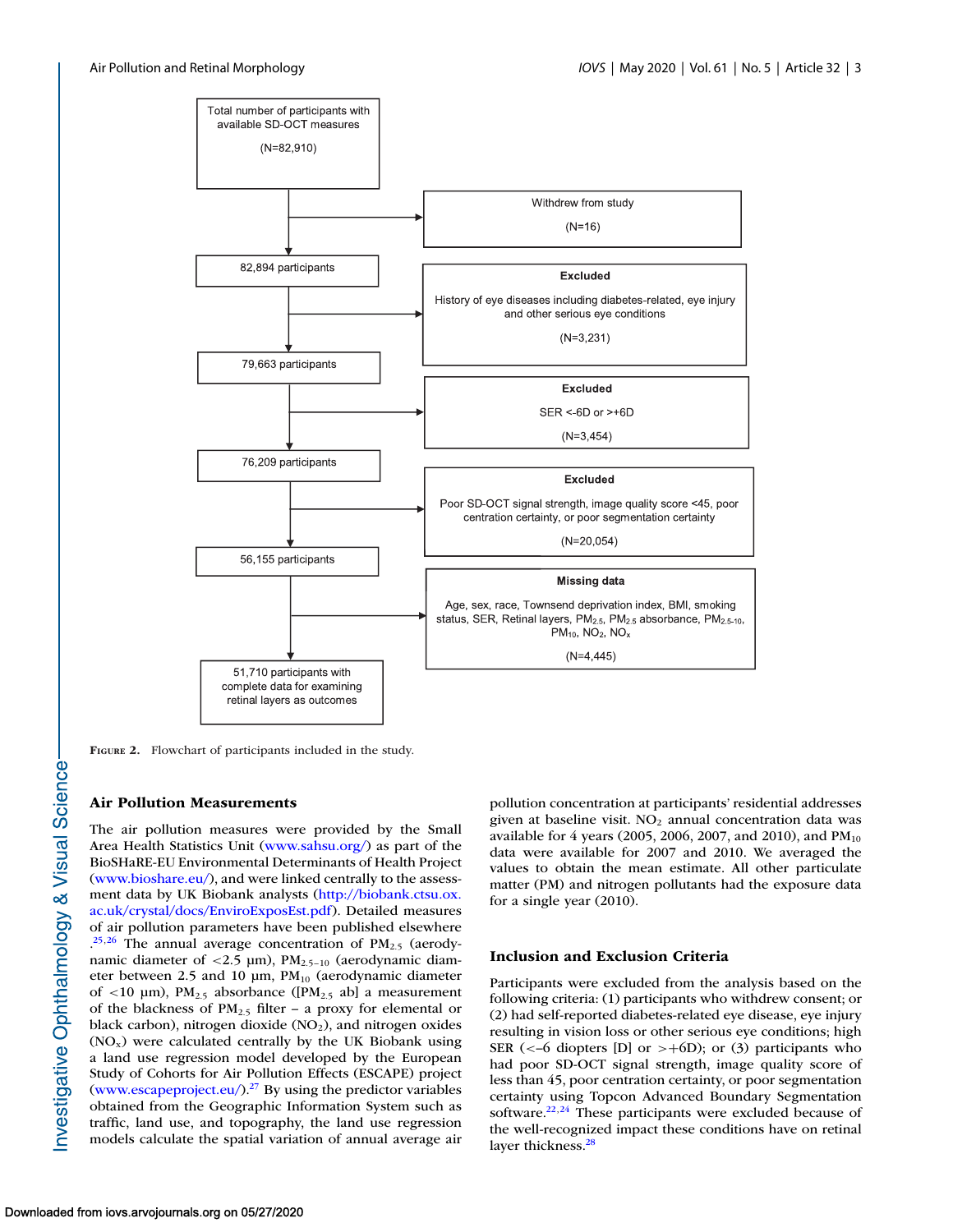Total number of participants with available SD-OCT measures (N=82,910)

→ Withdrew from study (N=16)

82,894 participants

→ **Excluded** History of eye diseases including diabetes-related, eye injury and other serious eye conditions (N=3,231)

79,663 participants

→ **Excluded** SER <-6D or >+6D (N=3,454)

76,209 participants

→ **Excluded** Poor SD-OCT signal strength, image quality score <45, poor centration certainty, or poor segmentation certainty (N=20,054)

56,155 participants

→ **Missing data** Age, sex, race, Townsend deprivation index, BMI, smoking status, SER, Retinal layers, $PM_{2.5}$, $PM_{2.5}$ absorbance, $PM_{2.5\text{-}10}$, $PM_{10}$, $NO_2$, $NO_x$ (N=4,445)

51,710 participants with complete data for examining retinal layers as outcomes

Figure 2. Flowchart of participants included in the study.

## Air Pollution Measurements

The air pollution measures were provided by the Small Area Health Statistics Unit (www.sahsu.org/) as part of the BioSHaRE-EU Environmental Determinants of Health Project (www.bioshare.eu/), and were linked centrally to the assessment data by UK Biobank analysts (http://biobank.ctsu.ox.ac.uk/crystal/docs/EnviroExposEst.pdf). Detailed measures of air pollution parameters have been published elsewhere.[25,26] The annual average concentration of $PM_{2.5}$ (aerodynamic diameter of <2.5 µm), $PM_{2.5-10}$ (aerodynamic diameter between 2.5 and 10 µm), $PM_{10}$ (aerodynamic diameter of <10 µm), $PM_{2.5}$ absorbance ([$PM_{2.5}$ ab] a measurement of the blackness of $PM_{2.5}$ filter – a proxy for elemental or black carbon), nitrogen dioxide ($NO_2$), and nitrogen oxides ($NO_x$) were calculated centrally by the UK Biobank using a land use regression model developed by the European Study of Cohorts for Air Pollution Effects (ESCAPE) project (www.escapeproject.eu/).[27] By using the predictor variables obtained from the Geographic Information System such as traffic, land use, and topography, the land use regression models calculate the spatial variation of annual average air pollution concentration at participants' residential addresses given at baseline visit. $NO_2$ annual concentration data was available for 4 years (2005, 2006, 2007, and 2010), and $PM_{10}$ data were available for 2007 and 2010. We averaged the values to obtain the mean estimate. All other particulate matter (PM) and nitrogen pollutants had the exposure data for a single year (2010).

## Inclusion and Exclusion Criteria

Participants were excluded from the analysis based on the following criteria: (1) participants who withdrew consent; or (2) had self-reported diabetes-related eye disease, eye injury resulting in vision loss or other serious eye conditions; high SER (<−6 diopters [D] or >+6D); or (3) participants who had poor SD-OCT signal strength, image quality score of less than 45, poor centration certainty, or poor segmentation certainty using Topcon Advanced Boundary Segmentation software.[22,24] These participants were excluded because of the well-recognized impact these conditions have on retinal layer thickness.[28]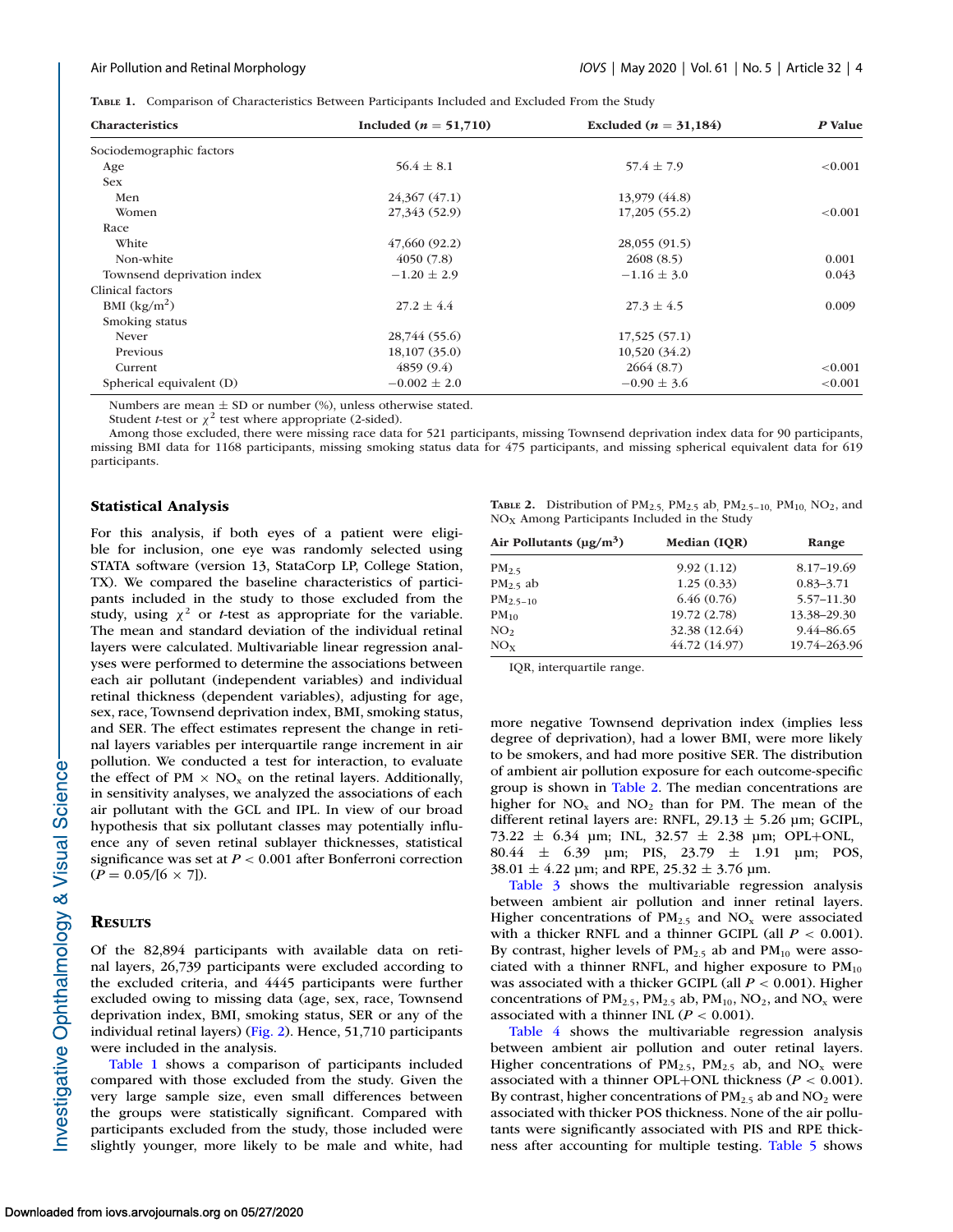**Table 1.** Comparison of Characteristics Between Participants Included and Excluded From the Study

| Characteristics | Included ($n$ = 51,710) | Excluded ($n$ = 31,184) | *P* Value |
|---|---|---|---|
| Sociodemographic factors | | | |
| Age | 56.4 ± 8.1 | 57.4 ± 7.9 | <0.001 |
| Sex | | | |
| Men | 24,367 (47.1) | 13,979 (44.8) | |
| Women | 27,343 (52.9) | 17,205 (55.2) | <0.001 |
| Race | | | |
| White | 47,660 (92.2) | 28,055 (91.5) | |
| Non-white | 4050 (7.8) | 2608 (8.5) | 0.001 |
| Townsend deprivation index | −1.20 ± 2.9 | −1.16 ± 3.0 | 0.043 |
| Clinical factors | | | |
| BMI (kg/m$^2$) | 27.2 ± 4.4 | 27.3 ± 4.5 | 0.009 |
| Smoking status | | | |
| Never | 28,744 (55.6) | 17,525 (57.1) | |
| Previous | 18,107 (35.0) | 10,520 (34.2) | |
| Current | 4859 (9.4) | 2664 (8.7) | <0.001 |
| Spherical equivalent (D) | −0.002 ± 2.0 | −0.90 ± 3.6 | <0.001 |

Numbers are mean ± SD or number (%), unless otherwise stated.

Student *t*-test or $\chi^2$ test where appropriate (2-sided).

Among those excluded, there were missing race data for 521 participants, missing Townsend deprivation index data for 90 participants, missing BMI data for 1168 participants, missing smoking status data for 475 participants, and missing spherical equivalent data for 619 participants.

### Statistical Analysis

For this analysis, if both eyes of a patient were eligible for inclusion, one eye was randomly selected using STATA software (version 13, StataCorp LP, College Station, TX). We compared the baseline characteristics of participants included in the study to those excluded from the study, using $\chi^2$ or *t*-test as appropriate for the variable. The mean and standard deviation of the individual retinal layers were calculated. Multivariable linear regression analyses were performed to determine the associations between each air pollutant (independent variables) and individual retinal thickness (dependent variables), adjusting for age, sex, race, Townsend deprivation index, BMI, smoking status, and SER. The effect estimates represent the change in retinal layers variables per interquartile range increment in air pollution. We conducted a test for interaction, to evaluate the effect of PM × $NO_x$ on the retinal layers. Additionally, in sensitivity analyses, we analyzed the associations of each air pollutant with the GCL and IPL. In view of our broad hypothesis that six pollutant classes may potentially influence any of seven retinal sublayer thicknesses, statistical significance was set at $P < 0.001$ after Bonferroni correction ($P = 0.05/[6 \times 7]$).

## Results

Of the 82,894 participants with available data on retinal layers, 26,739 participants were excluded according to the excluded criteria, and 4445 participants were further excluded owing to missing data (age, sex, race, Townsend deprivation index, BMI, smoking status, SER or any of the individual retinal layers) (Fig. 2). Hence, 51,710 participants were included in the analysis.

Table 1 shows a comparison of participants included compared with those excluded from the study. Given the very large sample size, even small differences between the groups were statistically significant. Compared with participants excluded from the study, those included were slightly younger, more likely to be male and white, had more negative Townsend deprivation index (implies less degree of deprivation), had a lower BMI, were more likely to be smokers, and had more positive SER. The distribution of ambient air pollution exposure for each outcome-specific group is shown in Table 2. The median concentrations are higher for $NO_x$ and $NO_2$ than for PM. The mean of the different retinal layers are: RNFL, 29.13 ± 5.26 µm; GCIPL, 73.22 ± 6.34 µm; INL, 32.57 ± 2.38 µm; OPL+ONL, 80.44 ± 6.39 µm; PIS, 23.79 ± 1.91 µm; POS, 38.01 ± 4.22 µm; and RPE, 25.32 ± 3.76 µm.

**Table 2.** Distribution of $PM_{2.5}$, $PM_{2.5}$ ab, $PM_{2.5-10}$, $PM_{10}$, $NO_2$, and $NO_X$ Among Participants Included in the Study

| Air Pollutants (µg/m$^3$) | Median (IQR) | Range |
|---|---|---|
| $PM_{2.5}$ | 9.92 (1.12) | 8.17–19.69 |
| $PM_{2.5}$ ab | 1.25 (0.33) | 0.83–3.71 |
| $PM_{2.5-10}$ | 6.46 (0.76) | 5.57–11.30 |
| $PM_{10}$ | 19.72 (2.78) | 13.38–29.30 |
| $NO_2$ | 32.38 (12.64) | 9.44–86.65 |
| $NO_X$ | 44.72 (14.97) | 19.74–263.96 |

IQR, interquartile range.

Table 3 shows the multivariable regression analysis between ambient air pollution and inner retinal layers. Higher concentrations of $PM_{2.5}$ and $NO_x$ were associated with a thicker RNFL and a thinner GCIPL (all $P < 0.001$). By contrast, higher levels of $PM_{2.5}$ ab and $PM_{10}$ were associated with a thinner RNFL, and higher exposure to $PM_{10}$ was associated with a thicker GCIPL (all $P < 0.001$). Higher concentrations of $PM_{2.5}$, $PM_{2.5}$ ab, $PM_{10}$, $NO_2$, and $NO_x$ were associated with a thinner INL ($P < 0.001$).

Table 4 shows the multivariable regression analysis between ambient air pollution and outer retinal layers. Higher concentrations of $PM_{2.5}$, $PM_{2.5}$ ab, and $NO_x$ were associated with a thinner OPL+ONL thickness ($P < 0.001$). By contrast, higher concentrations of $PM_{2.5}$ ab and $NO_2$ were associated with thicker POS thickness. None of the air pollutants were significantly associated with PIS and RPE thickness after accounting for multiple testing. Table 5 shows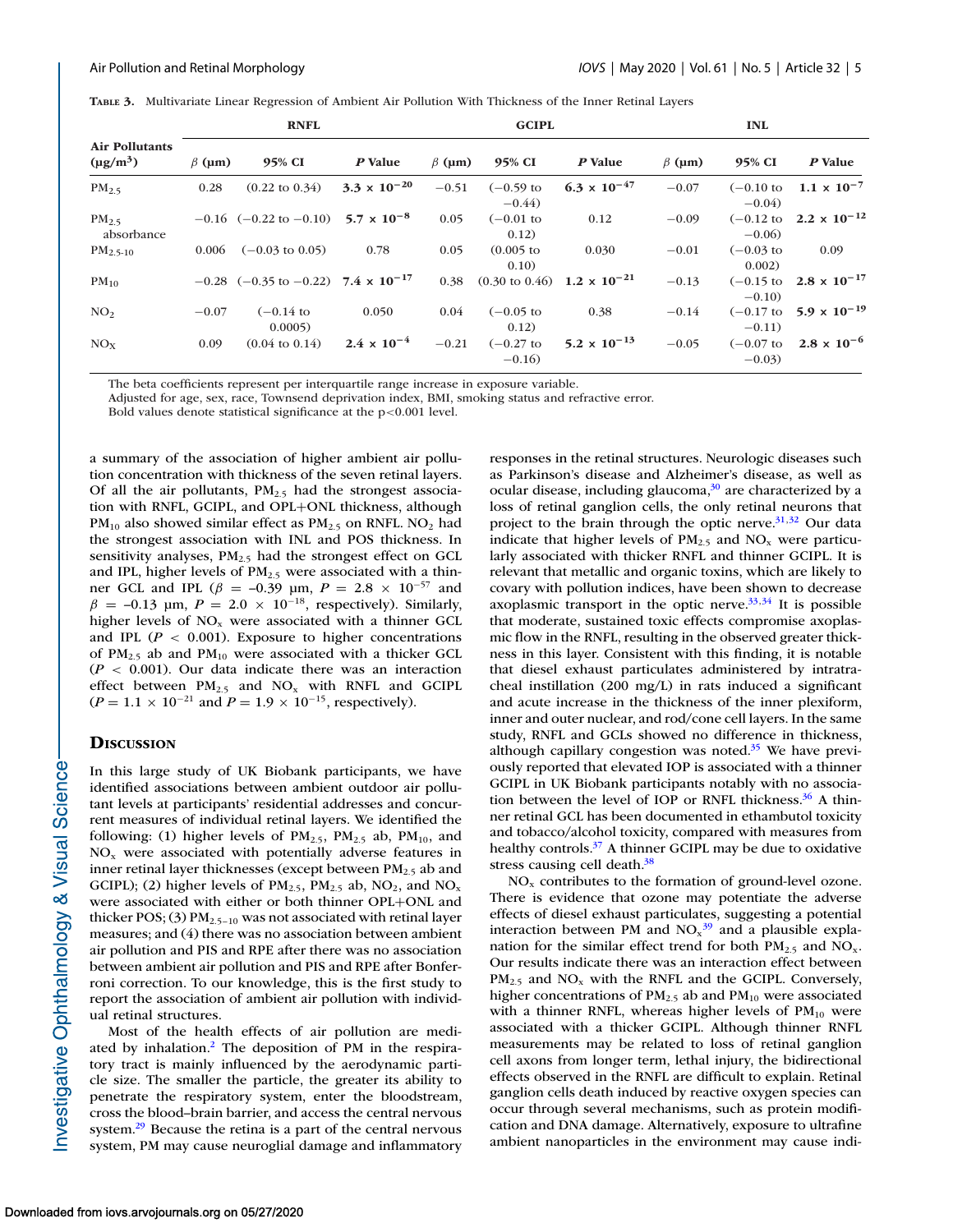**Table 3.** Multivariate Linear Regression of Ambient Air Pollution With Thickness of the Inner Retinal Layers

| Air Pollutants ($\mu g/m^3$) | RNFL | | | GCIPL | | | INL | | |
|---|---|---|---|---|---|---|---|---|---|
| | $\beta$ (µm) | 95% CI | *P* Value | $\beta$ (µm) | 95% CI | *P* Value | $\beta$ (µm) | 95% CI | *P* Value |
| $PM_{2.5}$ | 0.28 | (0.22 to 0.34) | **$3.3 \times 10^{-20}$** | −0.51 | (−0.59 to −0.44) | **$6.3 \times 10^{-47}$** | −0.07 | (−0.10 to −0.04) | **$1.1 \times 10^{-7}$** |
| $PM_{2.5}$ absorbance | −0.16 | (−0.22 to −0.10) | **$5.7 \times 10^{-8}$** | 0.05 | (−0.01 to 0.12) | 0.12 | −0.09 | (−0.12 to −0.06) | **$2.2 \times 10^{-12}$** |
| $PM_{2.5\text{-}10}$ | 0.006 | (−0.03 to 0.05) | 0.78 | 0.05 | (0.005 to 0.10) | 0.030 | −0.01 | (−0.03 to 0.002) | 0.09 |
| $PM_{10}$ | −0.28 | (−0.35 to −0.22) | **$7.4 \times 10^{-17}$** | 0.38 | (0.30 to 0.46) | **$1.2 \times 10^{-21}$** | −0.13 | (−0.15 to −0.10) | **$2.8 \times 10^{-17}$** |
| $NO_2$ | −0.07 | (−0.14 to 0.0005) | 0.050 | 0.04 | (−0.05 to 0.12) | 0.38 | −0.14 | (−0.17 to −0.11) | **$5.9 \times 10^{-19}$** |
| $NO_X$ | 0.09 | (0.04 to 0.14) | **$2.4 \times 10^{-4}$** | −0.21 | (−0.27 to −0.16) | **$5.2 \times 10^{-13}$** | −0.05 | (−0.07 to −0.03) | **$2.8 \times 10^{-6}$** |

The beta coefficients represent per interquartile range increase in exposure variable.
Adjusted for age, sex, race, Townsend deprivation index, BMI, smoking status and refractive error.
Bold values denote statistical significance at the p<0.001 level.

a summary of the association of higher ambient air pollution concentration with thickness of the seven retinal layers. Of all the air pollutants, $PM_{2.5}$ had the strongest association with RNFL, GCIPL, and OPL+ONL thickness, although $PM_{10}$ also showed similar effect as $PM_{2.5}$ on RNFL. $NO_2$ had the strongest association with INL and POS thickness. In sensitivity analyses, $PM_{2.5}$ had the strongest effect on GCL and IPL, higher levels of $PM_{2.5}$ were associated with a thinner GCL and IPL ($\beta$ = −0.39 µm, $P = 2.8 \times 10^{-57}$ and $\beta$ = −0.13 µm, $P = 2.0 \times 10^{-18}$, respectively). Similarly, higher levels of $NO_x$ were associated with a thinner GCL and IPL ($P < 0.001$). Exposure to higher concentrations of $PM_{2.5}$ ab and $PM_{10}$ were associated with a thicker GCL ($P < 0.001$). Our data indicate there was an interaction effect between $PM_{2.5}$ and $NO_x$ with RNFL and GCIPL ($P = 1.1 \times 10^{-21}$ and $P = 1.9 \times 10^{-15}$, respectively).

## Discussion

In this large study of UK Biobank participants, we have identified associations between ambient outdoor air pollutant levels at participants' residential addresses and concurrent measures of individual retinal layers. We identified the following: (1) higher levels of $PM_{2.5}$, $PM_{2.5}$ ab, $PM_{10}$, and $NO_x$ were associated with potentially adverse features in inner retinal layer thicknesses (except between $PM_{2.5}$ ab and GCIPL); (2) higher levels of $PM_{2.5}$, $PM_{2.5}$ ab, $NO_2$, and $NO_x$ were associated with either or both thinner OPL+ONL and thicker POS; (3) $PM_{2.5-10}$ was not associated with retinal layer measures; and (4) there was no association between ambient air pollution and PIS and RPE after there was no association between ambient air pollution and PIS and RPE after Bonferroni correction. To our knowledge, this is the first study to report the association of ambient air pollution with individual retinal structures.

Most of the health effects of air pollution are mediated by inhalation.[2] The deposition of PM in the respiratory tract is mainly influenced by the aerodynamic particle size. The smaller the particle, the greater its ability to penetrate the respiratory system, enter the bloodstream, cross the blood–brain barrier, and access the central nervous system.[29] Because the retina is a part of the central nervous system, PM may cause neuroglial damage and inflammatory responses in the retinal structures. Neurologic diseases such as Parkinson's disease and Alzheimer's disease, as well as ocular disease, including glaucoma,[30] are characterized by a loss of retinal ganglion cells, the only retinal neurons that project to the brain through the optic nerve.[31,32] Our data indicate that higher levels of $PM_{2.5}$ and $NO_x$ were particularly associated with thicker RNFL and thinner GCIPL. It is relevant that metallic and organic toxins, which are likely to covary with pollution indices, have been shown to decrease axoplasmic transport in the optic nerve.[33,34] It is possible that moderate, sustained toxic effects compromise axoplasmic flow in the RNFL, resulting in the observed greater thickness in this layer. Consistent with this finding, it is notable that diesel exhaust particulates administered by intratracheal instillation (200 mg/L) in rats induced a significant and acute increase in the thickness of the inner plexiform, inner and outer nuclear, and rod/cone cell layers. In the same study, RNFL and GCLs showed no difference in thickness, although capillary congestion was noted.[35] We have previously reported that elevated IOP is associated with a thinner GCIPL in UK Biobank participants notably with no association between the level of IOP or RNFL thickness.[36] A thinner retinal GCL has been documented in ethambutol toxicity and tobacco/alcohol toxicity, compared with measures from healthy controls.[37] A thinner GCIPL may be due to oxidative stress causing cell death.[38]

$NO_x$ contributes to the formation of ground-level ozone. There is evidence that ozone may potentiate the adverse effects of diesel exhaust particulates, suggesting a potential interaction between PM and $NO_x$[39] and a plausible explanation for the similar effect trend for both $PM_{2.5}$ and $NO_x$. Our results indicate there was an interaction effect between $PM_{2.5}$ and $NO_x$ with the RNFL and the GCIPL. Conversely, higher concentrations of $PM_{2.5}$ ab and $PM_{10}$ were associated with a thinner RNFL, whereas higher levels of $PM_{10}$ were associated with a thicker GCIPL. Although thinner RNFL measurements may be related to loss of retinal ganglion cell axons from longer term, lethal injury, the bidirectional effects observed in the RNFL are difficult to explain. Retinal ganglion cells death induced by reactive oxygen species can occur through several mechanisms, such as protein modification and DNA damage. Alternatively, exposure to ultrafine ambient nanoparticles in the environment may cause indi-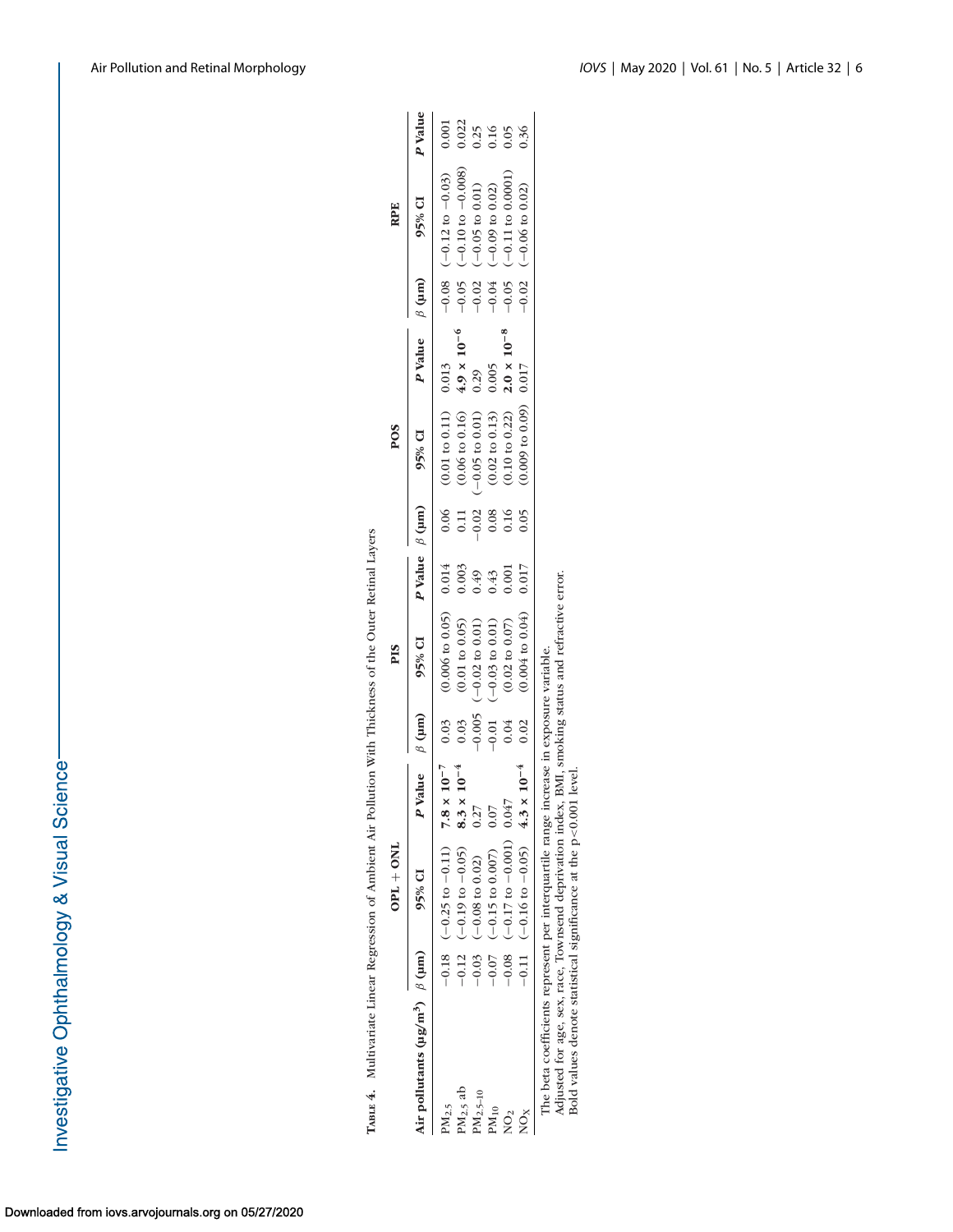**Table 4.** Multivariate Linear Regression of Ambient Air Pollution With Thickness of the Outer Retinal Layers

| Air pollutants (μg/m³) | OPL + ONL | | | PIS | | | POS | | | RPE | | |
|---|---|---|---|---|---|---|---|---|---|---|---|---|
| | β (μm) | 95% CI | P Value | β (μm) | 95% CI | P Value | β (μm) | 95% CI | P Value | β (μm) | 95% CI | P Value |
| $PM_{2.5}$ | −0.18 | (−0.25 to −0.11) | **$7.8 \times 10^{-7}$** | 0.03 | (0.006 to 0.05) | 0.014 | 0.06 | (0.01 to 0.11) | 0.013 | −0.08 | (−0.12 to −0.03) | 0.001 |
| $PM_{2.5}$ ab | −0.12 | (−0.19 to −0.05) | **$8.3 \times 10^{-4}$** | 0.03 | (0.01 to 0.05) | 0.003 | 0.11 | (0.06 to 0.16) | **$4.9 \times 10^{-6}$** | −0.05 | (−0.10 to −0.008) | 0.022 |
| $PM_{2.5-10}$ | −0.03 | (−0.08 to 0.02) | 0.27 | −0.005 | (−0.02 to 0.01) | 0.49 | −0.02 | (−0.05 to 0.01) | 0.29 | −0.02 | (−0.05 to 0.01) | 0.25 |
| $PM_{10}$ | −0.07 | (−0.15 to 0.007) | 0.07 | −0.01 | (−0.03 to 0.01) | 0.43 | 0.08 | (0.02 to 0.13) | 0.005 | −0.04 | (−0.09 to 0.02) | 0.16 |
| $NO_2$ | −0.08 | (−0.17 to −0.001) | 0.047 | 0.04 | (0.02 to 0.07) | 0.001 | 0.16 | (0.10 to 0.22) | **$2.0 \times 10^{-8}$** | −0.05 | (−0.11 to 0.0001) | 0.05 |
| $NO_X$ | −0.11 | (−0.16 to −0.05) | **$4.3 \times 10^{-4}$** | 0.02 | (0.004 to 0.04) | 0.017 | 0.05 | (0.009 to 0.09) | 0.017 | −0.02 | (−0.06 to 0.02) | 0.36 |

The beta coefficients represent per interquartile range increase in exposure variable.
Adjusted for age, sex, race, Townsend deprivation index, BMI, smoking status and refractive error.
Bold values denote statistical significance at the $p<0.001$ level.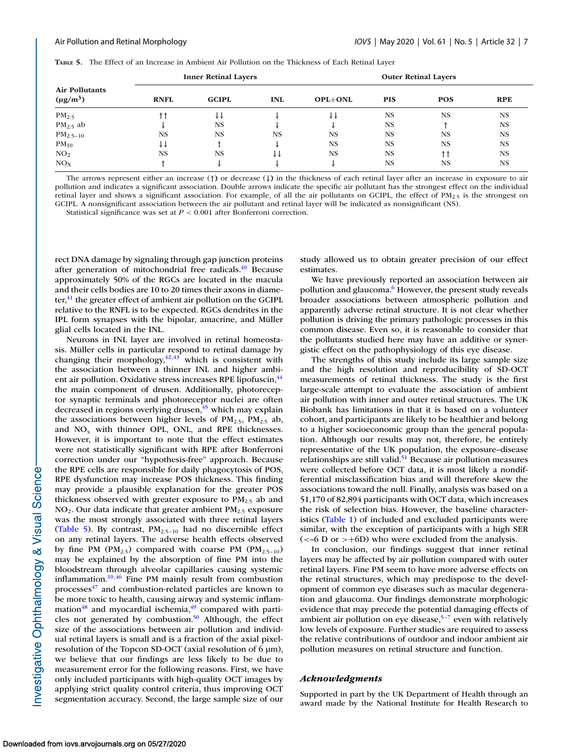**Table 5.** The Effect of an Increase in Ambient Air Pollution on the Thickness of Each Retinal Layer

| Air Pollutants ($\mu g/m^3$) | Inner Retinal Layers | | | Outer Retinal Layers | | | |
|---|---|---|---|---|---|---|---|
| | RNFL | GCIPL | INL | OPL+ONL | PIS | POS | RPE |
| $PM_{2.5}$ | ↑↑ | ↓↓ | ↓ | ↓↓ | NS | NS | NS |
| $PM_{2.5}$ ab | ↓ | NS | ↓ | ↓ | NS | ↑ | NS |
| $PM_{2.5-10}$ | NS | NS | NS | NS | NS | NS | NS |
| $PM_{10}$ | ↓↓ | ↑ | ↓ | NS | NS | NS | NS |
| $NO_2$ | NS | NS | ↓↓ | NS | NS | ↑↑ | NS |
| $NO_X$ | ↑ | ↓ | ↓ | ↓ | NS | NS | NS |

The arrows represent either an increase (↑) or decrease (↓) in the thickness of each retinal layer after an increase in exposure to air pollution and indicates a significant association. Double arrows indicate the specific air pollutant has the strongest effect on the individual retinal layer and shows a significant association. For example, of all the air pollutants on GCIPL, the effect of $PM_{2.5}$ is the strongest on GCIPL. A nonsignificant association between the air pollutant and retinal layer will be indicated as nonsignificant (NS).

Statistical significance was set at $P < 0.001$ after Bonferroni correction.

rect DNA damage by signaling through gap junction proteins after generation of mitochondrial free radicals.[40] Because approximately 50% of the RGCs are located in the macula and their cells bodies are 10 to 20 times their axons in diameter,[41] the greater effect of ambient air pollution on the GCIPL relative to the RNFL is to be expected. RGCs dendrites in the IPL form synapses with the bipolar, amacrine, and Müller glial cells located in the INL.

Neurons in INL layer are involved in retinal homeostasis. Müller cells in particular respond to retinal damage by changing their morphology,[42,43] which is consistent with the association between a thinner INL and higher ambient air pollution. Oxidative stress increases RPE lipofuscin,[44] the main component of drusen. Additionally, photoreceptor synaptic terminals and photoreceptor nuclei are often decreased in regions overlying drusen,[45] which may explain the associations between higher levels of $PM_{2.5}$, $PM_{2.5}$ ab, and $NO_x$ with thinner OPL, ONL, and RPE thicknesses. However, it is important to note that the effect estimates were not statistically significant with RPE after Bonferroni correction under our "hypothesis-free" approach. Because the RPE cells are responsible for daily phagocytosis of POS, RPE dysfunction may increase POS thickness. This finding may provide a plausible explanation for the greater POS thickness observed with greater exposure to $PM_{2.5}$ ab and $NO_2$. Our data indicate that greater ambient $PM_{2.5}$ exposure was the most strongly associated with three retinal layers (Table 5). By contrast, $PM_{2.5-10}$ had no discernible effect on any retinal layers. The adverse health effects observed by fine PM ($PM_{2.5}$) compared with coarse PM ($PM_{2.5-10}$) may be explained by the absorption of fine PM into the bloodstream through alveolar capillaries causing systemic inflammation.[10,46] Fine PM mainly result from combustion processes[47] and combustion-related particles are known to be more toxic to health, causing airway and systemic inflammation[48] and myocardial ischemia,[49] compared with particles not generated by combustion.[50] Although, the effect size of the associations between air pollution and individual retinal layers is small and is a fraction of the axial pixel-resolution of the Topcon SD-OCT (axial resolution of 6 µm), we believe that our findings are less likely to be due to measurement error for the following reasons. First, we have only included participants with high-quality OCT images by applying strict quality control criteria, thus improving OCT segmentation accuracy. Second, the large sample size of our study allowed us to obtain greater precision of our effect estimates.

We have previously reported an association between air pollution and glaucoma.[6] However, the present study reveals broader associations between atmospheric pollution and apparently adverse retinal structure. It is not clear whether pollution is driving the primary pathologic processes in this common disease. Even so, it is reasonable to consider that the pollutants studied here may have an additive or synergistic effect on the pathophysiology of this eye disease.

The strengths of this study include its large sample size and the high resolution and reproducibility of SD-OCT measurements of retinal thickness. The study is the first large-scale attempt to evaluate the association of ambient air pollution with inner and outer retinal structures. The UK Biobank has limitations in that it is based on a volunteer cohort, and participants are likely to be healthier and belong to a higher socioeconomic group than the general population. Although our results may not, therefore, be entirely representative of the UK population, the exposure–disease relationships are still valid.[51] Because air pollution measures were collected before OCT data, it is most likely a nondifferential misclassification bias and will therefore skew the associations toward the null. Finally, analysis was based on a 51,170 of 82,894 participants with OCT data, which increases the risk of selection bias. However, the baseline characteristics (Table 1) of included and excluded participants were similar, with the exception of participants with a high SER (<–6 D or >+6D) who were excluded from the analysis.

In conclusion, our findings suggest that inner retinal layers may be affected by air pollution compared with outer retinal layers. Fine PM seem to have more adverse effects on the retinal structures, which may predispose to the development of common eye diseases such as macular degeneration and glaucoma. Our findings demonstrate morphologic evidence that may precede the potential damaging effects of ambient air pollution on eye disease,[5–7] even with relatively low levels of exposure. Further studies are required to assess the relative contributions of outdoor and indoor ambient air pollution measures on retinal structure and function.

## *Acknowledgments*

Supported in part by the UK Department of Health through an award made by the National Institute for Health Research to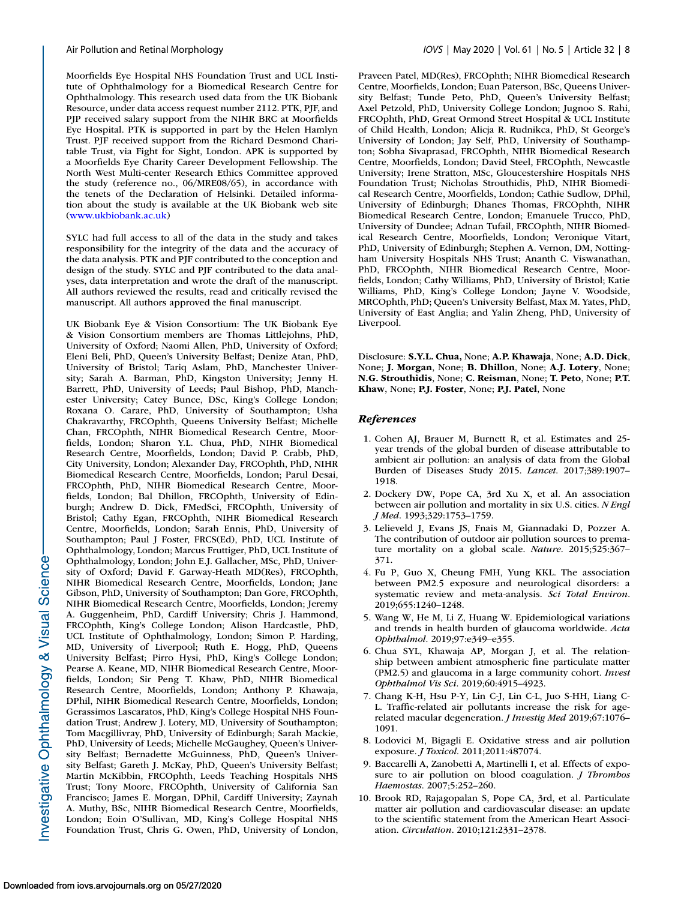Moorfields Eye Hospital NHS Foundation Trust and UCL Institute of Ophthalmology for a Biomedical Research Centre for Ophthalmology. This research used data from the UK Biobank Resource, under data access request number 2112. PTK, PJF, and PJP received salary support from the NIHR BRC at Moorfields Eye Hospital. PTK is supported in part by the Helen Hamlyn Trust. PJF received support from the Richard Desmond Charitable Trust, via Fight for Sight, London. APK is supported by a Moorfields Eye Charity Career Development Fellowship. The North West Multi-center Research Ethics Committee approved the study (reference no., 06/MRE08/65), in accordance with the tenets of the Declaration of Helsinki. Detailed information about the study is available at the UK Biobank web site (www.ukbiobank.ac.uk)

SYLC had full access to all of the data in the study and takes responsibility for the integrity of the data and the accuracy of the data analysis. PTK and PJF contributed to the conception and design of the study. SYLC and PJF contributed to the data analyses, data interpretation and wrote the draft of the manuscript. All authors reviewed the results, read and critically revised the manuscript. All authors approved the final manuscript.

UK Biobank Eye & Vision Consortium: The UK Biobank Eye & Vision Consortium members are Thomas Littlejohns, PhD, University of Oxford; Naomi Allen, PhD, University of Oxford; Eleni Beli, PhD, Queen's University Belfast; Denize Atan, PhD, University of Bristol; Tariq Aslam, PhD, Manchester University; Sarah A. Barman, PhD, Kingston University; Jenny H. Barrett, PhD, University of Leeds; Paul Bishop, PhD, Manchester University; Catey Bunce, DSc, King's College London; Roxana O. Carare, PhD, University of Southampton; Usha Chakravarthy, FRCOphth, Queens University Belfast; Michelle Chan, FRCOphth, NIHR Biomedical Research Centre, Moorfields, London; Sharon Y.L. Chua, PhD, NIHR Biomedical Research Centre, Moorfields, London; David P. Crabb, PhD, City University, London; Alexander Day, FRCOphth, PhD, NIHR Biomedical Research Centre, Moorfields, London; Parul Desai, FRCOphth, PhD, NIHR Biomedical Research Centre, Moorfields, London; Bal Dhillon, FRCOphth, University of Edinburgh; Andrew D. Dick, FMedSci, FRCOphth, University of Bristol; Cathy Egan, FRCOphth, NIHR Biomedical Research Centre, Moorfields, London; Sarah Ennis, PhD, University of Southampton; Paul J Foster, FRCS(Ed), PhD, UCL Institute of Ophthalmology, London; Marcus Fruttiger, PhD, UCL Institute of Ophthalmology, London; John E.J. Gallacher, MSc, PhD, University of Oxford; David F. Garway-Heath MD(Res), FRCOphth, NIHR Biomedical Research Centre, Moorfields, London; Jane Gibson, PhD, University of Southampton; Dan Gore, FRCOphth, NIHR Biomedical Research Centre, Moorfields, London; Jeremy A. Guggenheim, PhD, Cardiff University; Chris J. Hammond, FRCOphth, King's College London; Alison Hardcastle, PhD, UCL Institute of Ophthalmology, London; Simon P. Harding, MD, University of Liverpool; Ruth E. Hogg, PhD, Queens University Belfast; Pirro Hysi, PhD, King's College London; Pearse A. Keane, MD, NIHR Biomedical Research Centre, Moorfields, London; Sir Peng T. Khaw, PhD, NIHR Biomedical Research Centre, Moorfields, London; Anthony P. Khawaja, DPhil, NIHR Biomedical Research Centre, Moorfields, London; Gerassimos Lascaratos, PhD, King's College Hospital NHS Foundation Trust; Andrew J. Lotery, MD, University of Southampton; Tom Macgillivray, PhD, University of Edinburgh; Sarah Mackie, PhD, University of Leeds; Michelle McGaughey, Queen's University Belfast; Bernadette McGuinness, PhD, Queen's University Belfast; Gareth J. McKay, PhD, Queen's University Belfast; Martin McKibbin, FRCOphth, Leeds Teaching Hospitals NHS Trust; Tony Moore, FRCOphth, University of California San Francisco; James E. Morgan, DPhil, Cardiff University; Zaynah A. Muthy, BSc, NIHR Biomedical Research Centre, Moorfields, London; Eoin O'Sullivan, MD, King's College Hospital NHS Foundation Trust, Chris G. Owen, PhD, University of London, Praveen Patel, MD(Res), FRCOphth; NIHR Biomedical Research Centre, Moorfields, London; Euan Paterson, BSc, Queens University Belfast; Tunde Peto, PhD, Queen's University Belfast; Axel Petzold, PhD, University College London; Jugnoo S. Rahi, FRCOphth, PhD, Great Ormond Street Hospital & UCL Institute of Child Health, London; Alicja R. Rudnikca, PhD, St George's University of London; Jay Self, PhD, University of Southampton; Sobha Sivaprasad, FRCOphth, NIHR Biomedical Research Centre, Moorfields, London; David Steel, FRCOphth, Newcastle University; Irene Stratton, MSc, Gloucestershire Hospitals NHS Foundation Trust; Nicholas Strouthidis, PhD, NIHR Biomedical Research Centre, Moorfields, London; Cathie Sudlow, DPhil, University of Edinburgh; Dhanes Thomas, FRCOphth, NIHR Biomedical Research Centre, London; Emanuele Trucco, PhD, University of Dundee; Adnan Tufail, FRCOphth, NIHR Biomedical Research Centre, Moorfields, London; Veronique Vitart, PhD, University of Edinburgh; Stephen A. Vernon, DM, Nottingham University Hospitals NHS Trust; Ananth C. Viswanathan, PhD, FRCOphth, NIHR Biomedical Research Centre, Moorfields, London; Cathy Williams, PhD, University of Bristol; Katie Williams, PhD, King's College London; Jayne V. Woodside, MRCOphth, PhD; Queen's University Belfast, Max M. Yates, PhD, University of East Anglia; and Yalin Zheng, PhD, University of Liverpool.

Disclosure: **S.Y.L. Chua,** None; **A.P. Khawaja**, None; **A.D. Dick**, None; **J. Morgan**, None; **B. Dhillon**, None; **A.J. Lotery**, None; **N.G. Strouthidis**, None; **C. Reisman**, None; **T. Peto**, None; **P.T. Khaw**, None; **P.J. Foster**, None; **P.J. Patel**, None

## *References*

1. Cohen AJ, Brauer M, Burnett R, et al. Estimates and 25-year trends of the global burden of disease attributable to ambient air pollution: an analysis of data from the Global Burden of Diseases Study 2015. *Lancet*. 2017;389:1907–1918.
2. Dockery DW, Pope CA, 3rd Xu X, et al. An association between air pollution and mortality in six U.S. cities. *N Engl J Med*. 1993;329:1753–1759.
3. Lelieveld J, Evans JS, Fnais M, Giannadaki D, Pozzer A. The contribution of outdoor air pollution sources to premature mortality on a global scale. *Nature*. 2015;525:367–371.
4. Fu P, Guo X, Cheung FMH, Yung KKL. The association between PM2.5 exposure and neurological disorders: a systematic review and meta-analysis. *Sci Total Environ*. 2019;655:1240–1248.
5. Wang W, He M, Li Z, Huang W. Epidemiological variations and trends in health burden of glaucoma worldwide. *Acta Ophthalmol*. 2019;97:e349–e355.
6. Chua SYL, Khawaja AP, Morgan J, et al. The relationship between ambient atmospheric fine particulate matter (PM2.5) and glaucoma in a large community cohort. *Invest Ophthalmol Vis Sci*. 2019;60:4915–4923.
7. Chang K-H, Hsu P-Y, Lin C-J, Lin C-L, Juo S-HH, Liang C-L. Traffic-related air pollutants increase the risk for age-related macular degeneration. *J Investig Med* 2019;67:1076–1091.
8. Lodovici M, Bigagli E. Oxidative stress and air pollution exposure. *J Toxicol*. 2011;2011:487074.
9. Baccarelli A, Zanobetti A, Martinelli I, et al. Effects of exposure to air pollution on blood coagulation. *J Thrombos Haemostas*. 2007;5:252–260.
10. Brook RD, Rajagopalan S, Pope CA, 3rd, et al. Particulate matter air pollution and cardiovascular disease: an update to the scientific statement from the American Heart Association. *Circulation*. 2010;121:2331–2378.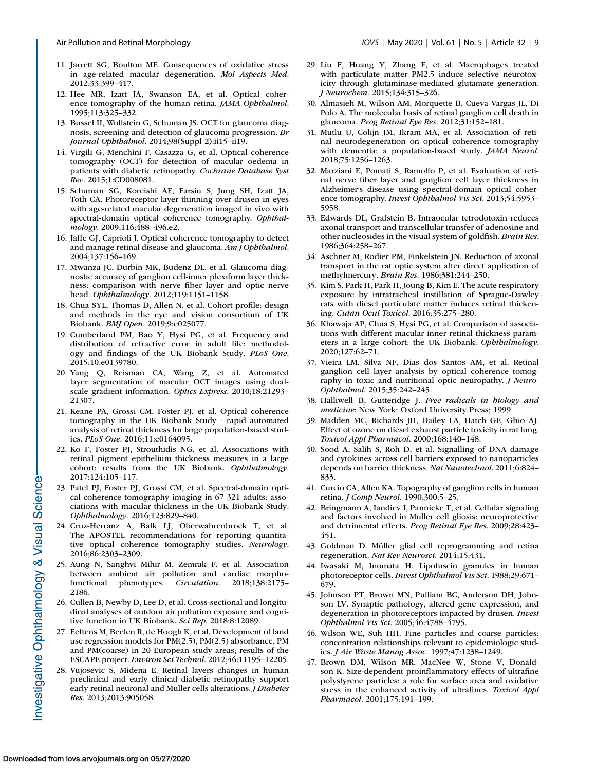11. Jarrett SG, Boulton ME. Consequences of oxidative stress in age-related macular degeneration. *Mol Aspects Med*. 2012;33:399–417.
12. Hee MR, Izatt JA, Swanson EA, et al. Optical coherence tomography of the human retina. *JAMA Ophthalmol*. 1995;113:325–332.
13. Bussel II, Wollstein G, Schuman JS. OCT for glaucoma diagnosis, screening and detection of glaucoma progression. *Br Journal Ophthalmol*. 2014;98(Suppl 2):ii15–ii19.
14. Virgili G, Menchini F, Casazza G, et al. Optical coherence tomography (OCT) for detection of macular oedema in patients with diabetic retinopathy. *Cochrane Database Syst Rev*. 2015;1:CD008081.
15. Schuman SG, Koreishi AF, Farsiu S, Jung SH, Izatt JA, Toth CA. Photoreceptor layer thinning over drusen in eyes with age-related macular degeneration imaged in vivo with spectral-domain optical coherence tomography. *Ophthalmology*. 2009;116:488–496.e2.
16. Jaffe GJ, Caprioli J. Optical coherence tomography to detect and manage retinal disease and glaucoma. *Am J Ophthalmol*. 2004;137:156–169.
17. Mwanza JC, Durbin MK, Budenz DL, et al. Glaucoma diagnostic accuracy of ganglion cell-inner plexiform layer thickness: comparison with nerve fiber layer and optic nerve head. *Ophthalmology*. 2012;119:1151–1158.
18. Chua SYL, Thomas D, Allen N, et al. Cohort profile: design and methods in the eye and vision consortium of UK Biobank. *BMJ Open*. 2019;9:e025077.
19. Cumberland PM, Bao Y, Hysi PG, et al. Frequency and distribution of refractive error in adult life: methodology and findings of the UK Biobank Study. *PLoS One*. 2015;10:e0139780.
20. Yang Q, Reisman CA, Wang Z, et al. Automated layer segmentation of macular OCT images using dual-scale gradient information. *Optics Express*. 2010;18:21293–21307.
21. Keane PA, Grossi CM, Foster PJ, et al. Optical coherence tomography in the UK Biobank Study - rapid automated analysis of retinal thickness for large population-based studies. *PLoS One*. 2016;11:e0164095.
22. Ko F, Foster PJ, Strouthidis NG, et al. Associations with retinal pigment epithelium thickness measures in a large cohort: results from the UK Biobank. *Ophthalmology*. 2017;124:105–117.
23. Patel PJ, Foster PJ, Grossi CM, et al. Spectral-domain optical coherence tomography imaging in 67 321 adults: associations with macular thickness in the UK Biobank Study. *Ophthalmology*. 2016;123:829–840.
24. Cruz-Herranz A, Balk LJ, Oberwahrenbrock T, et al. The APOSTEL recommendations for reporting quantitative optical coherence tomography studies. *Neurology*. 2016;86:2303–2309.
25. Aung N, Sanghvi Mihir M, Zemrak F, et al. Association between ambient air pollution and cardiac morpho-functional phenotypes. *Circulation*. 2018;138:2175–2186.
26. Cullen B, Newby D, Lee D, et al. Cross-sectional and longitudinal analyses of outdoor air pollution exposure and cognitive function in UK Biobank. *Sci Rep*. 2018;8:12089.
27. Eeftens M, Beelen R, de Hoogh K, et al. Development of land use regression models for PM(2.5), PM(2.5) absorbance, PM and PM(coarse) in 20 European study areas; results of the ESCAPE project. *Environ Sci Technol*. 2012;46:11195–12205.
28. Vujosevic S, Midena E. Retinal layers changes in human preclinical and early clinical diabetic retinopathy support early retinal neuronal and Muller cells alterations. *J Diabetes Res*. 2013;2013:905058.
29. Liu F, Huang Y, Zhang F, et al. Macrophages treated with particulate matter PM2.5 induce selective neurotoxicity through glutaminase-mediated glutamate generation. *J Neurochem*. 2015;134:315–326.
30. Almasieh M, Wilson AM, Morquette B, Cueva Vargas JL, Di Polo A. The molecular basis of retinal ganglion cell death in glaucoma. *Prog Retinal Eye Res*. 2012;31:152–181.
31. Mutlu U, Colijn JM, Ikram MA, et al. Association of retinal neurodegeneration on optical coherence tomography with dementia: a population-based study. *JAMA Neurol*. 2018;75:1256–1263.
32. Marziani E, Pomati S, Ramolfo P, et al. Evaluation of retinal nerve fiber layer and ganglion cell layer thickness in Alzheimer's disease using spectral-domain optical coherence tomography. *Invest Ophthalmol Vis Sci*. 2013;54:5953–5958.
33. Edwards DL, Grafstein B. Intraocular tetrodotoxin reduces axonal transport and transcellular transfer of adenosine and other nucleosides in the visual system of goldfish. *Brain Res*. 1986;364:258–267.
34. Aschner M, Rodier PM, Finkelstein JN. Reduction of axonal transport in the rat optic system after direct application of methylmercury. *Brain Res*. 1986;381:244–250.
35. Kim S, Park H, Park H, Joung B, Kim E. The acute respiratory exposure by intratracheal instillation of Sprague-Dawley rats with diesel particulate matter induces retinal thickening. *Cutan Ocul Toxicol*. 2016;35:275–280.
36. Khawaja AP, Chua S, Hysi PG, et al. Comparison of associations with different macular inner retinal thickness parameters in a large cohort: the UK Biobank. *Ophthalmology*. 2020;127:62–71.
37. Vieira LM, Silva NF, Dias dos Santos AM, et al. Retinal ganglion cell layer analysis by optical coherence tomography in toxic and nutritional optic neuropathy. *J Neuro-Ophthalmol*. 2015;35:242–245.
38. Halliwell B, Gutteridge J. *Free radicals in biology and medicine*: New York: Oxford University Press; 1999.
39. Madden MC, Richards JH, Dailey LA, Hatch GE, Ghio AJ. Effect of ozone on diesel exhaust particle toxicity in rat lung. *Toxicol Appl Pharmacol*. 2000;168:140–148.
40. Sood A, Salih S, Roh D, et al. Signalling of DNA damage and cytokines across cell barriers exposed to nanoparticles depends on barrier thickness. *Nat Nanotechnol*. 2011;6:824–833.
41. Curcio CA, Allen KA. Topography of ganglion cells in human retina. *J Comp Neurol*. 1990;300:5–25.
42. Bringmann A, Iandiev I, Pannicke T, et al. Cellular signaling and factors involved in Muller cell gliosis: neuroprotective and detrimental effects. *Prog Retinal Eye Res*. 2009;28:423–451.
43. Goldman D. Müller glial cell reprogramming and retina regeneration. *Nat Rev Neurosci*. 2014;15:431.
44. Iwasaki M, Inomata H. Lipofuscin granules in human photoreceptor cells. *Invest Ophthalmol Vis Sci*. 1988;29:671–679.
45. Johnson PT, Brown MN, Pulliam BC, Anderson DH, Johnson LV. Synaptic pathology, altered gene expression, and degeneration in photoreceptors impacted by drusen. *Invest Ophthalmol Vis Sci*. 2005;46:4788–4795.
46. Wilson WE, Suh HH. Fine particles and coarse particles: concentration relationships relevant to epidemiologic studies. *J Air Waste Manag Assoc*. 1997;47:1238–1249.
47. Brown DM, Wilson MR, MacNee W, Stone V, Donaldson K. Size-dependent proinflammatory effects of ultrafine polystyrene particles: a role for surface area and oxidative stress in the enhanced activity of ultrafines. *Toxicol Appl Pharmacol*. 2001;175:191–199.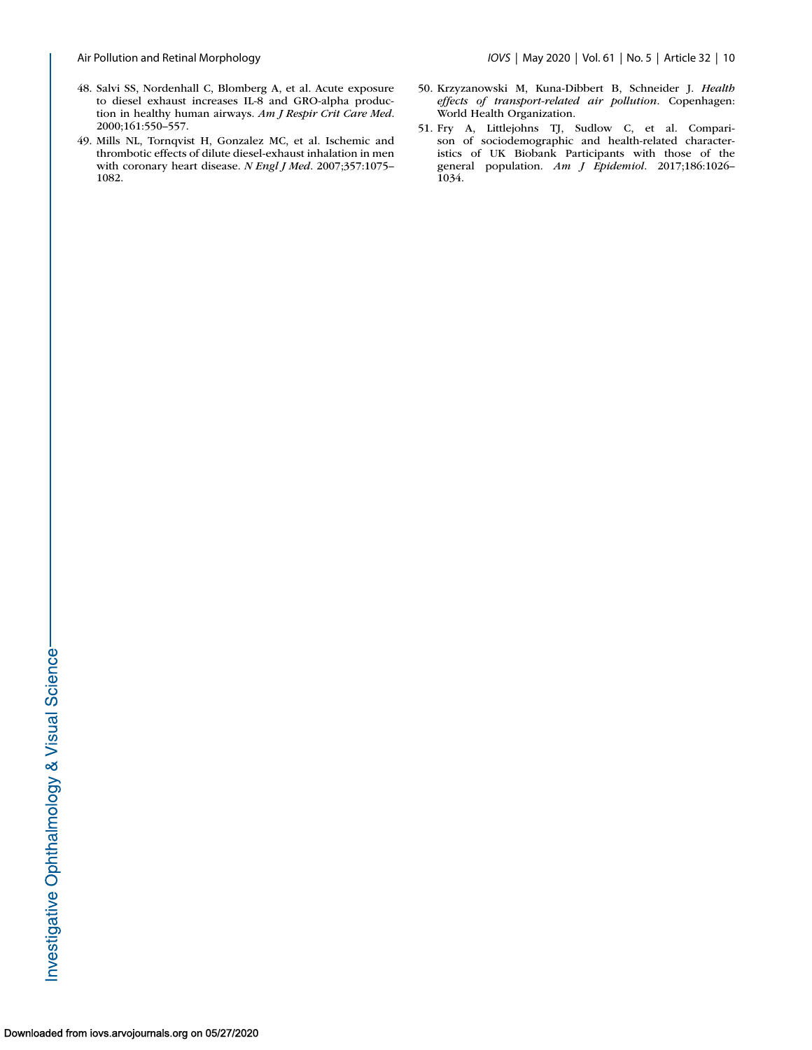48. Salvi SS, Nordenhall C, Blomberg A, et al. Acute exposure to diesel exhaust increases IL-8 and GRO-alpha production in healthy human airways. *Am J Respir Crit Care Med*. 2000;161:550–557.
49. Mills NL, Tornqvist H, Gonzalez MC, et al. Ischemic and thrombotic effects of dilute diesel-exhaust inhalation in men with coronary heart disease. *N Engl J Med*. 2007;357:1075–1082.
50. Krzyzanowski M, Kuna-Dibbert B, Schneider J. *Health effects of transport-related air pollution*. Copenhagen: World Health Organization.
51. Fry A, Littlejohns TJ, Sudlow C, et al. Comparison of sociodemographic and health-related characteristics of UK Biobank Participants with those of the general population. *Am J Epidemiol*. 2017;186:1026–1034.